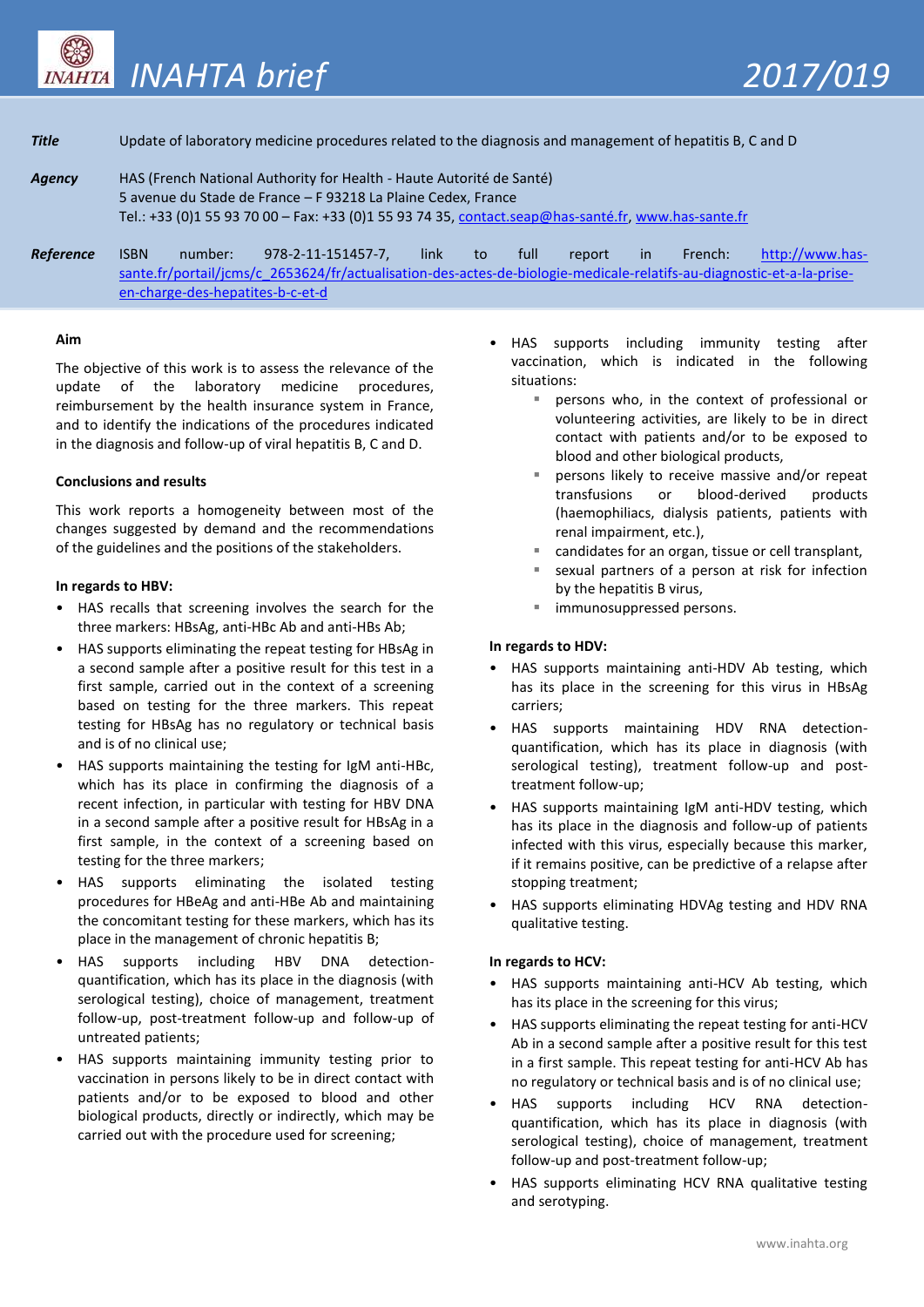# INAHTA brief 2017/019

**Title** Update of laboratory medicine procedures related to the diagnosis and management of hepatitis B, C and D

**Agency** HAS (French National Authority for Health - Haute Autorité de Santé)
5 avenue du Stade de France – F 93218 La Plaine Cedex, France
Tel.: +33 (0)1 55 93 70 00 – Fax: +33 (0)1 55 93 74 35, contact.seap@has-santé.fr, www.has-sante.fr

**Reference** ISBN number: 978-2-11-151457-7, link to full report in French: http://www.has-sante.fr/portail/jcms/c_2653624/fr/actualisation-des-actes-de-biologie-medicale-relatifs-au-diagnostic-et-a-la-prise-en-charge-des-hepatites-b-c-et-d

### Aim

The objective of this work is to assess the relevance of the update of the laboratory medicine procedures, reimbursement by the health insurance system in France, and to identify the indications of the procedures indicated in the diagnosis and follow-up of viral hepatitis B, C and D.

### Conclusions and results

This work reports a homogeneity between most of the changes suggested by demand and the recommendations of the guidelines and the positions of the stakeholders.

**In regards to HBV:**

- HAS recalls that screening involves the search for the three markers: HBsAg, anti-HBc Ab and anti-HBs Ab;
- HAS supports eliminating the repeat testing for HBsAg in a second sample after a positive result for this test in a first sample, carried out in the context of a screening based on testing for the three markers. This repeat testing for HBsAg has no regulatory or technical basis and is of no clinical use;
- HAS supports maintaining the testing for IgM anti-HBc, which has its place in confirming the diagnosis of a recent infection, in particular with testing for HBV DNA in a second sample after a positive result for HBsAg in a first sample, in the context of a screening based on testing for the three markers;
- HAS supports eliminating the isolated testing procedures for HBeAg and anti-HBe Ab and maintaining the concomitant testing for these markers, which has its place in the management of chronic hepatitis B;
- HAS supports including HBV DNA detection-quantification, which has its place in the diagnosis (with serological testing), choice of management, treatment follow-up, post-treatment follow-up and follow-up of untreated patients;
- HAS supports maintaining immunity testing prior to vaccination in persons likely to be in direct contact with patients and/or to be exposed to blood and other biological products, directly or indirectly, which may be carried out with the procedure used for screening;
- HAS supports including immunity testing after vaccination, which is indicated in the following situations:
  - persons who, in the context of professional or volunteering activities, are likely to be in direct contact with patients and/or to be exposed to blood and other biological products,
  - persons likely to receive massive and/or repeat transfusions or blood-derived products (haemophiliacs, dialysis patients, patients with renal impairment, etc.),
  - candidates for an organ, tissue or cell transplant,
  - sexual partners of a person at risk for infection by the hepatitis B virus,
  - immunosuppressed persons.

**In regards to HDV:**

- HAS supports maintaining anti-HDV Ab testing, which has its place in the screening for this virus in HBsAg carriers;
- HAS supports maintaining HDV RNA detection-quantification, which has its place in diagnosis (with serological testing), treatment follow-up and post-treatment follow-up;
- HAS supports maintaining IgM anti-HDV testing, which has its place in the diagnosis and follow-up of patients infected with this virus, especially because this marker, if it remains positive, can be predictive of a relapse after stopping treatment;
- HAS supports eliminating HDVAg testing and HDV RNA qualitative testing.

**In regards to HCV:**

- HAS supports maintaining anti-HCV Ab testing, which has its place in the screening for this virus;
- HAS supports eliminating the repeat testing for anti-HCV Ab in a second sample after a positive result for this test in a first sample. This repeat testing for anti-HCV Ab has no regulatory or technical basis and is of no clinical use;
- HAS supports including HCV RNA detection-quantification, which has its place in diagnosis (with serological testing), choice of management, treatment follow-up and post-treatment follow-up;
- HAS supports eliminating HCV RNA qualitative testing and serotyping.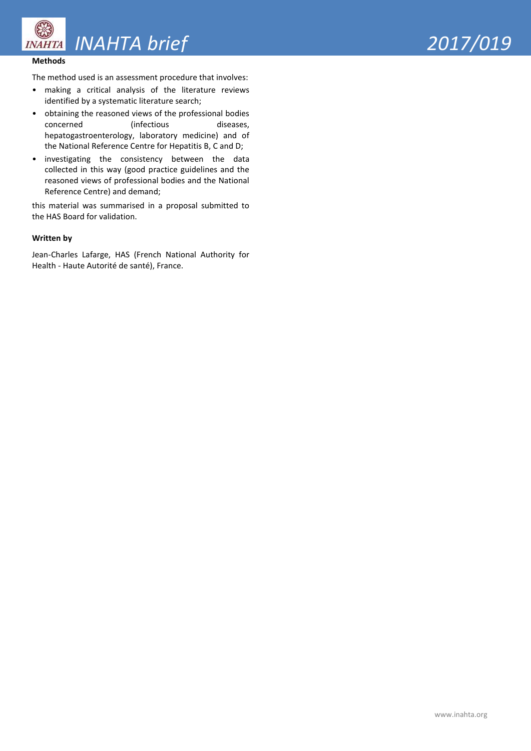**Methods**

The method used is an assessment procedure that involves:

- making a critical analysis of the literature reviews identified by a systematic literature search;
- obtaining the reasoned views of the professional bodies concerned (infectious diseases, hepatogastroenterology, laboratory medicine) and of the National Reference Centre for Hepatitis B, C and D;
- investigating the consistency between the data collected in this way (good practice guidelines and the reasoned views of professional bodies and the National Reference Centre) and demand;

this material was summarised in a proposal submitted to the HAS Board for validation.

**Written by**

Jean-Charles Lafarge, HAS (French National Authority for Health - Haute Autorité de santé), France.